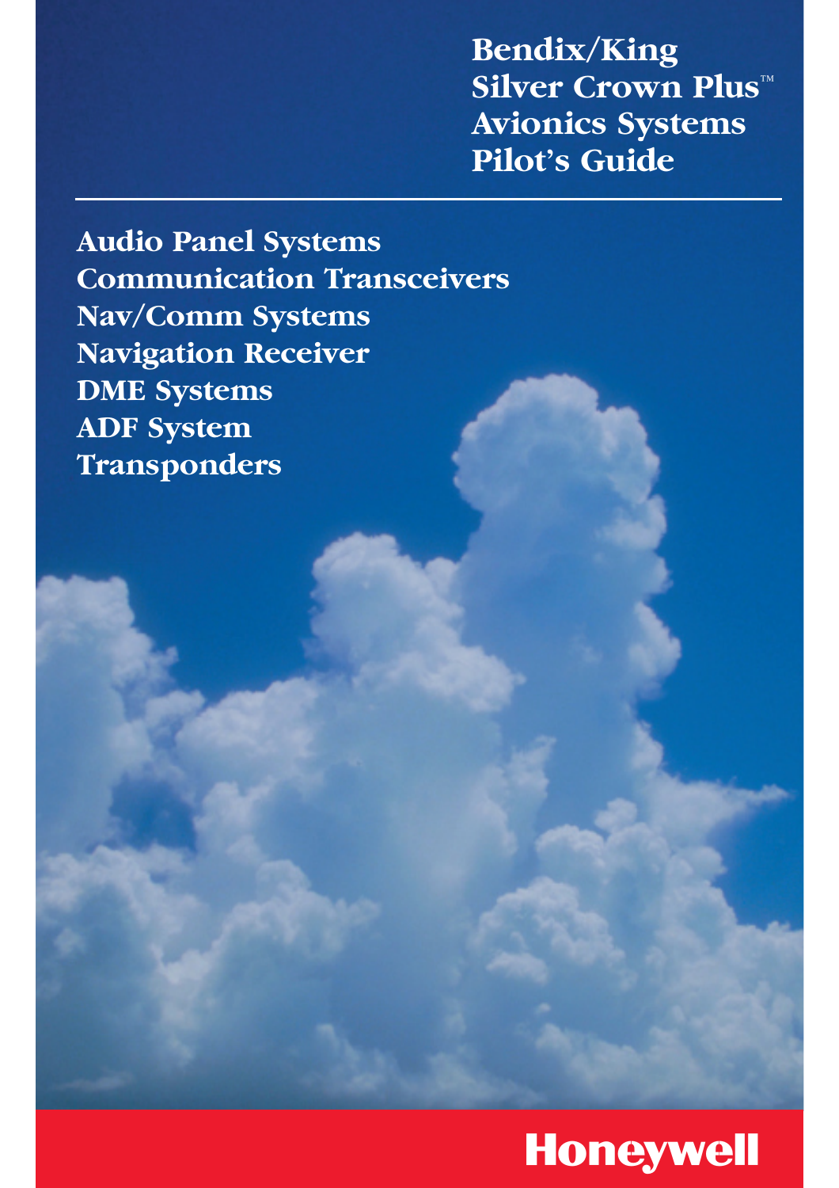# Bendix/King Silver Crown Plus™ Avionics Systems Pilot's Guide

## Audio Panel Systems
## Communication Transceivers
## Nav/Comm Systems
## Navigation Receiver
## DME Systems
## ADF System
## Transponders

**Honeywell**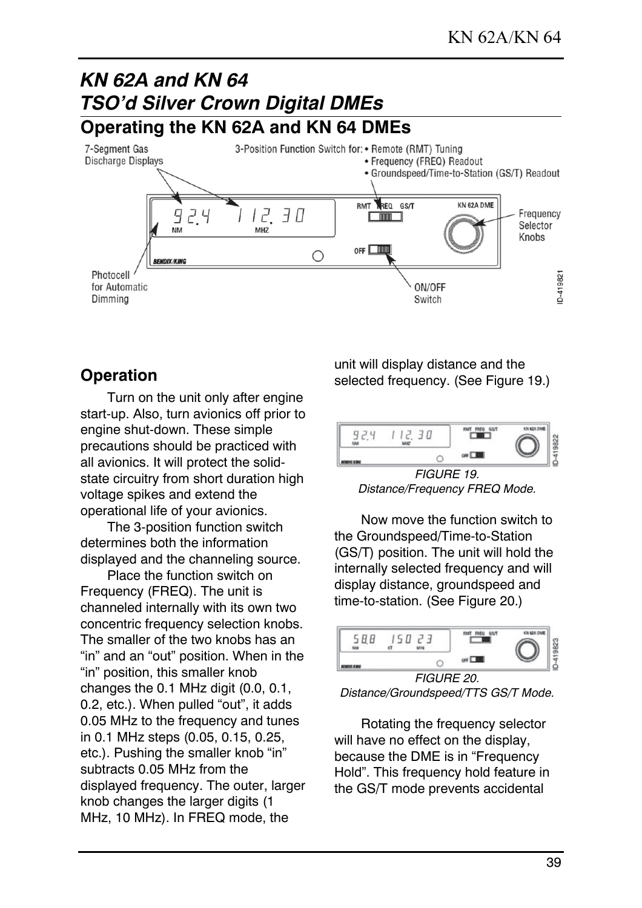# KN 62A and KN 64 TSO'd Silver Crown Digital DMEs

## Operating the KN 62A and KN 64 DMEs

7-Segment Gas Discharge Displays

3-Position Function Switch for:
- Remote (RMT) Tuning
- Frequency (FREQ) Readout
- Groundspeed/Time-to-Station (GS/T) Readout

Frequency Selector Knobs

Photocell for Automatic Dimming

ON/OFF Switch

### Operation

Turn on the unit only after engine start-up. Also, turn avionics off prior to engine shut-down. These simple precautions should be practiced with all avionics. It will protect the solid-state circuitry from short duration high voltage spikes and extend the operational life of your avionics.

The 3-position function switch determines both the information displayed and the channeling source.

Place the function switch on Frequency (FREQ). The unit is channeled internally with its own two concentric frequency selection knobs. The smaller of the two knobs has an "in" and an "out" position. When in the "in" position, this smaller knob changes the 0.1 MHz digit (0.0, 0.1, 0.2, etc.). When pulled "out", it adds 0.05 MHz to the frequency and tunes in 0.1 MHz steps (0.05, 0.15, 0.25, etc.). Pushing the smaller knob "in" subtracts 0.05 MHz from the displayed frequency. The outer, larger knob changes the larger digits (1 MHz, 10 MHz). In FREQ mode, the unit will display distance and the selected frequency. (See Figure 19.)

*FIGURE 19. Distance/Frequency FREQ Mode.*

Now move the function switch to the Groundspeed/Time-to-Station (GS/T) position. The unit will hold the internally selected frequency and will display distance, groundspeed and time-to-station. (See Figure 20.)

*FIGURE 20. Distance/Groundspeed/TTS GS/T Mode.*

Rotating the frequency selector will have no effect on the display, because the DME is in "Frequency Hold". This frequency hold feature in the GS/T mode prevents accidental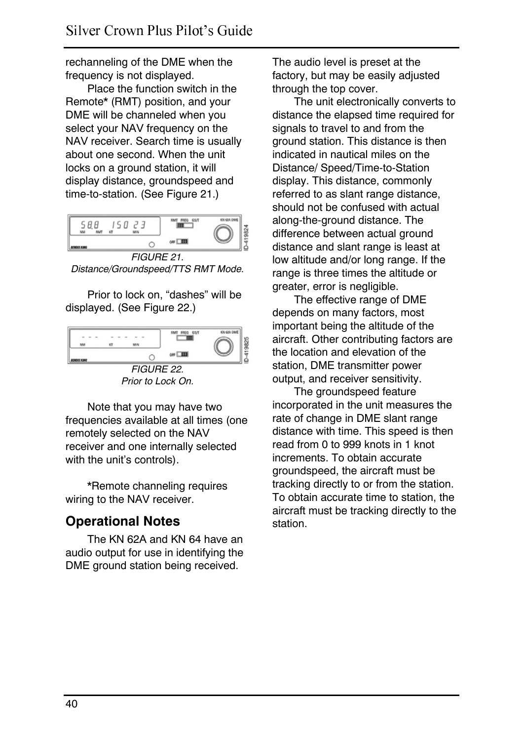rechanneling of the DME when the frequency is not displayed.

Place the function switch in the Remote* (RMT) position, and your DME will be channeled when you select your NAV frequency on the NAV receiver. Search time is usually about one second. When the unit locks on a ground station, it will display distance, groundspeed and time-to-station. (See Figure 21.)

*FIGURE 21. Distance/Groundspeed/TTS RMT Mode.*

Prior to lock on, "dashes" will be displayed. (See Figure 22.)

*FIGURE 22. Prior to Lock On.*

Note that you may have two frequencies available at all times (one remotely selected on the NAV receiver and one internally selected with the unit's controls).

*Remote channeling requires wiring to the NAV receiver.

## Operational Notes

The KN 62A and KN 64 have an audio output for use in identifying the DME ground station being received. The audio level is preset at the factory, but may be easily adjusted through the top cover.

The unit electronically converts to distance the elapsed time required for signals to travel to and from the ground station. This distance is then indicated in nautical miles on the Distance/ Speed/Time-to-Station display. This distance, commonly referred to as slant range distance, should not be confused with actual along-the-ground distance. The difference between actual ground distance and slant range is least at low altitude and/or long range. If the range is three times the altitude or greater, error is negligible.

The effective range of DME depends on many factors, most important being the altitude of the aircraft. Other contributing factors are the location and elevation of the station, DME transmitter power output, and receiver sensitivity.

The groundspeed feature incorporated in the unit measures the rate of change in DME slant range distance with time. This speed is then read from 0 to 999 knots in 1 knot increments. To obtain accurate groundspeed, the aircraft must be tracking directly to or from the station. To obtain accurate time to station, the aircraft must be tracking directly to the station.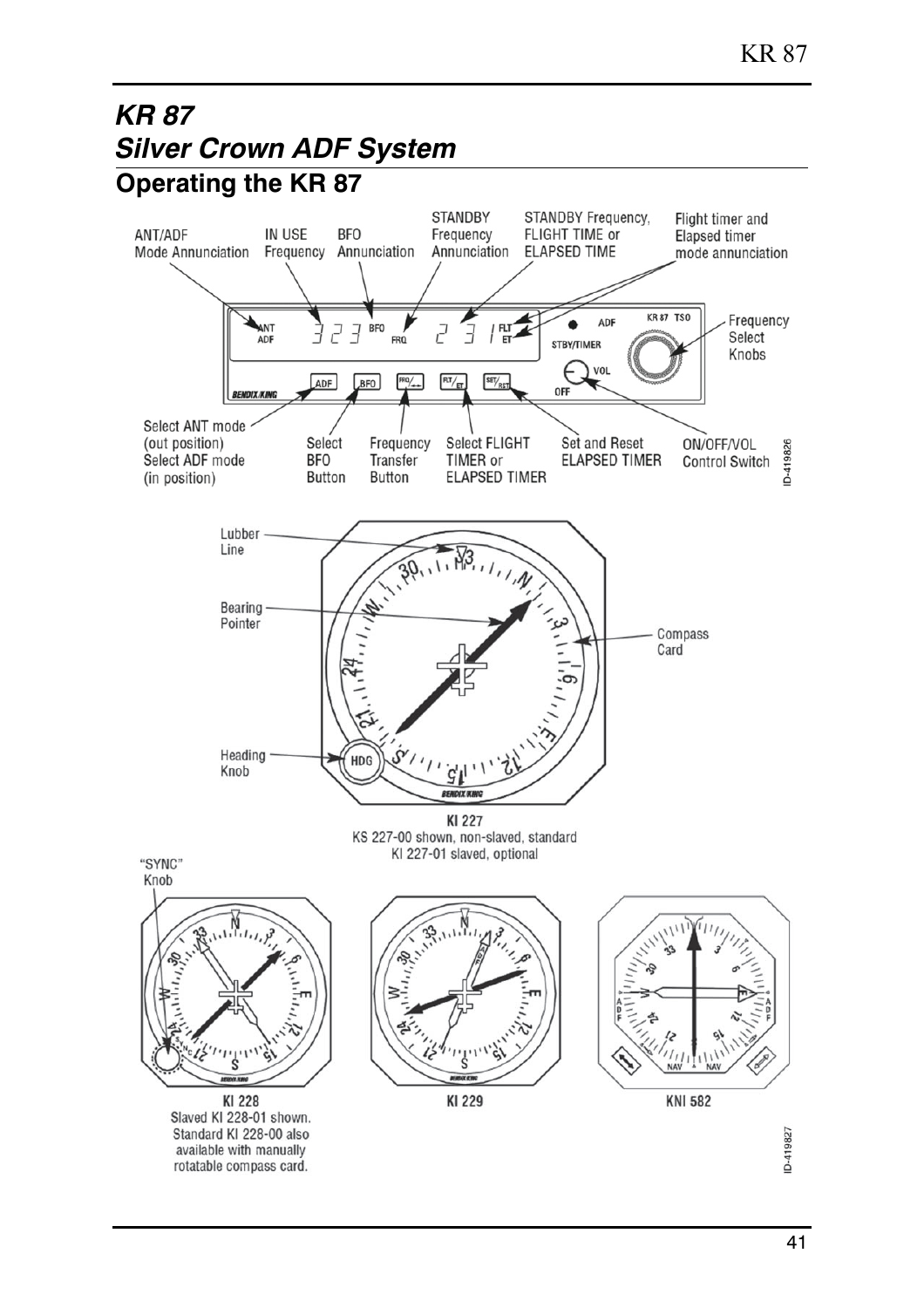# *KR 87*
# *Silver Crown ADF System*

## Operating the KR 87

ANT/ADF Mode Annunciation

IN USE Frequency

BFO Annunciation

STANDBY Frequency Annunciation

STANDBY Frequency, FLIGHT TIME or ELAPSED TIME

Flight timer and Elapsed timer mode annunciation

Frequency Select Knobs

Select ANT mode (out position) Select ADF mode (in position)

Select BFO Button

Frequency Transfer Button

Select FLIGHT TIMER or ELAPSED TIMER

Set and Reset ELAPSED TIMER

ON/OFF/VOL Control Switch

ID-419826

Lubber Line

Bearing Pointer

Compass Card

Heading Knob

KI 227
KS 227-00 shown, non-slaved, standard
KI 227-01 slaved, optional

"SYNC" Knob

KI 228
Slaved KI 228-01 shown.
Standard KI 228-00 also available with manually rotatable compass card.

KI 229

KNI 582

ID-419827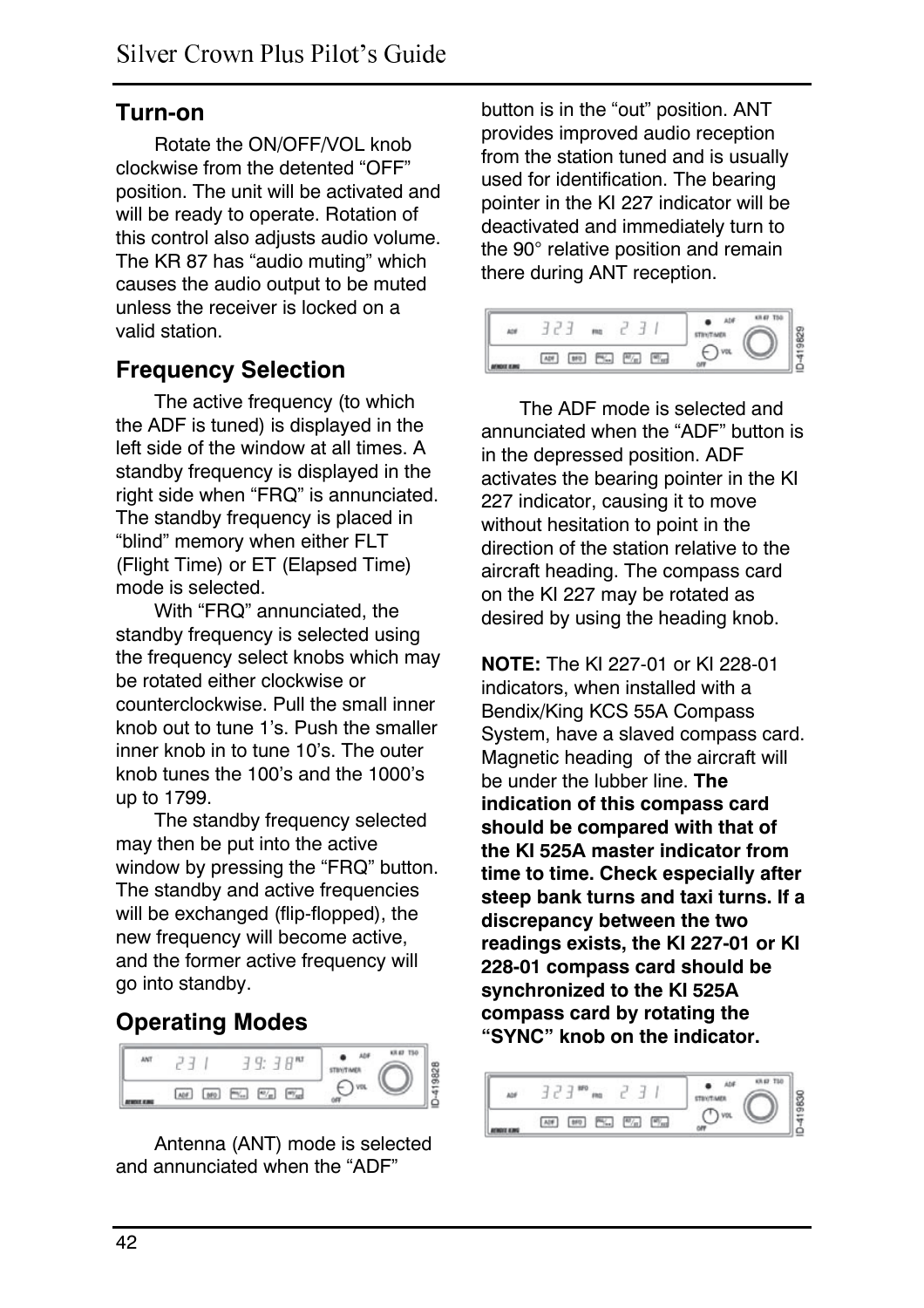## Turn-on

Rotate the ON/OFF/VOL knob clockwise from the detented "OFF" position. The unit will be activated and will be ready to operate. Rotation of this control also adjusts audio volume. The KR 87 has "audio muting" which causes the audio output to be muted unless the receiver is locked on a valid station.

## Frequency Selection

The active frequency (to which the ADF is tuned) is displayed in the left side of the window at all times. A standby frequency is displayed in the right side when "FRQ" is annunciated. The standby frequency is placed in "blind" memory when either FLT (Flight Time) or ET (Elapsed Time) mode is selected.

With "FRQ" annunciated, the standby frequency is selected using the frequency select knobs which may be rotated either clockwise or counterclockwise. Pull the small inner knob out to tune 1's. Push the smaller inner knob in to tune 10's. The outer knob tunes the 100's and the 1000's up to 1799.

The standby frequency selected may then be put into the active window by pressing the "FRQ" button. The standby and active frequencies will be exchanged (flip-flopped), the new frequency will become active, and the former active frequency will go into standby.

## Operating Modes

Antenna (ANT) mode is selected and annunciated when the "ADF" button is in the "out" position. ANT provides improved audio reception from the station tuned and is usually used for identification. The bearing pointer in the KI 227 indicator will be deactivated and immediately turn to the 90° relative position and remain there during ANT reception.

The ADF mode is selected and annunciated when the "ADF" button is in the depressed position. ADF activates the bearing pointer in the KI 227 indicator, causing it to move without hesitation to point in the direction of the station relative to the aircraft heading. The compass card on the KI 227 may be rotated as desired by using the heading knob.

**NOTE:** The KI 227-01 or KI 228-01 indicators, when installed with a Bendix/King KCS 55A Compass System, have a slaved compass card. Magnetic heading of the aircraft will be under the lubber line. **The indication of this compass card should be compared with that of the KI 525A master indicator from time to time. Check especially after steep bank turns and taxi turns. If a discrepancy between the two readings exists, the KI 227-01 or KI 228-01 compass card should be synchronized to the KI 525A compass card by rotating the "SYNC" knob on the indicator.**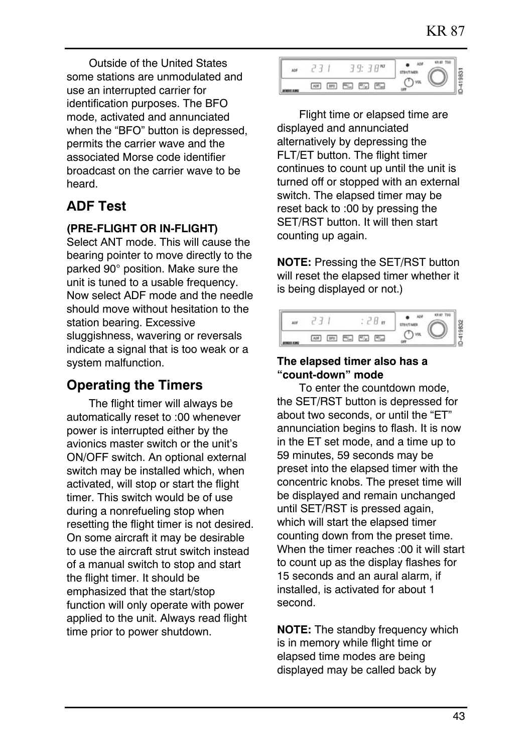Outside of the United States some stations are unmodulated and use an interrupted carrier for identification purposes. The BFO mode, activated and annunciated when the "BFO" button is depressed, permits the carrier wave and the associated Morse code identifier broadcast on the carrier wave to be heard.

## ADF Test

**(PRE-FLIGHT OR IN-FLIGHT)**
Select ANT mode. This will cause the bearing pointer to move directly to the parked 90° position. Make sure the unit is tuned to a usable frequency. Now select ADF mode and the needle should move without hesitation to the station bearing. Excessive sluggishness, wavering or reversals indicate a signal that is too weak or a system malfunction.

## Operating the Timers

The flight timer will always be automatically reset to :00 whenever power is interrupted either by the avionics master switch or the unit's ON/OFF switch. An optional external switch may be installed which, when activated, will stop or start the flight timer. This switch would be of use during a nonrefueling stop when resetting the flight timer is not desired. On some aircraft it may be desirable to use the aircraft strut switch instead of a manual switch to stop and start the flight timer. It should be emphasized that the start/stop function will only operate with power applied to the unit. Always read flight time prior to power shutdown.

Flight time or elapsed time are displayed and annunciated alternatively by depressing the FLT/ET button. The flight timer continues to count up until the unit is turned off or stopped with an external switch. The elapsed timer may be reset back to :00 by pressing the SET/RST button. It will then start counting up again.

**NOTE:** Pressing the SET/RST button will reset the elapsed timer whether it is being displayed or not.)

**The elapsed timer also has a "count-down" mode**

To enter the countdown mode, the SET/RST button is depressed for about two seconds, or until the "ET" annunciation begins to flash. It is now in the ET set mode, and a time up to 59 minutes, 59 seconds may be preset into the elapsed timer with the concentric knobs. The preset time will be displayed and remain unchanged until SET/RST is pressed again, which will start the elapsed timer counting down from the preset time. When the timer reaches :00 it will start to count up as the display flashes for 15 seconds and an aural alarm, if installed, is activated for about 1 second.

**NOTE:** The standby frequency which is in memory while flight time or elapsed time modes are being displayed may be called back by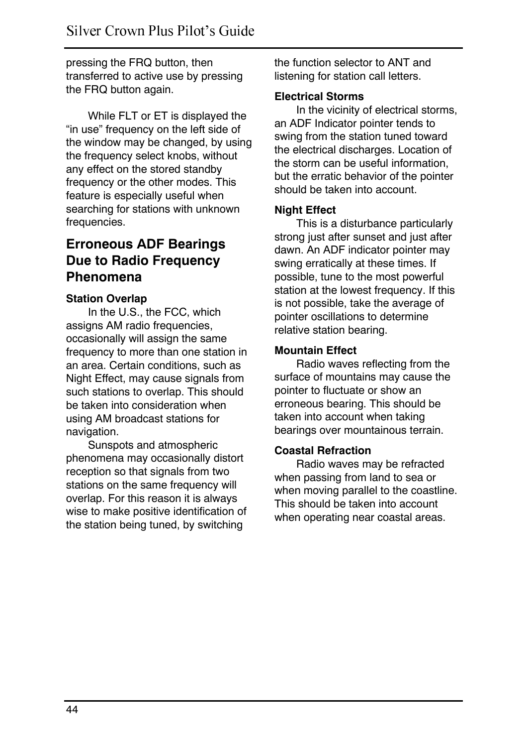pressing the FRQ button, then transferred to active use by pressing the FRQ button again.

While FLT or ET is displayed the "in use" frequency on the left side of the window may be changed, by using the frequency select knobs, without any effect on the stored standby frequency or the other modes. This feature is especially useful when searching for stations with unknown frequencies.

## Erroneous ADF Bearings Due to Radio Frequency Phenomena

**Station Overlap**

In the U.S., the FCC, which assigns AM radio frequencies, occasionally will assign the same frequency to more than one station in an area. Certain conditions, such as Night Effect, may cause signals from such stations to overlap. This should be taken into consideration when using AM broadcast stations for navigation.

Sunspots and atmospheric phenomena may occasionally distort reception so that signals from two stations on the same frequency will overlap. For this reason it is always wise to make positive identification of the station being tuned, by switching the function selector to ANT and listening for station call letters.

**Electrical Storms**

In the vicinity of electrical storms, an ADF Indicator pointer tends to swing from the station tuned toward the electrical discharges. Location of the storm can be useful information, but the erratic behavior of the pointer should be taken into account.

**Night Effect**

This is a disturbance particularly strong just after sunset and just after dawn. An ADF indicator pointer may swing erratically at these times. If possible, tune to the most powerful station at the lowest frequency. If this is not possible, take the average of pointer oscillations to determine relative station bearing.

**Mountain Effect**

Radio waves reflecting from the surface of mountains may cause the pointer to fluctuate or show an erroneous bearing. This should be taken into account when taking bearings over mountainous terrain.

**Coastal Refraction**

Radio waves may be refracted when passing from land to sea or when moving parallel to the coastline. This should be taken into account when operating near coastal areas.